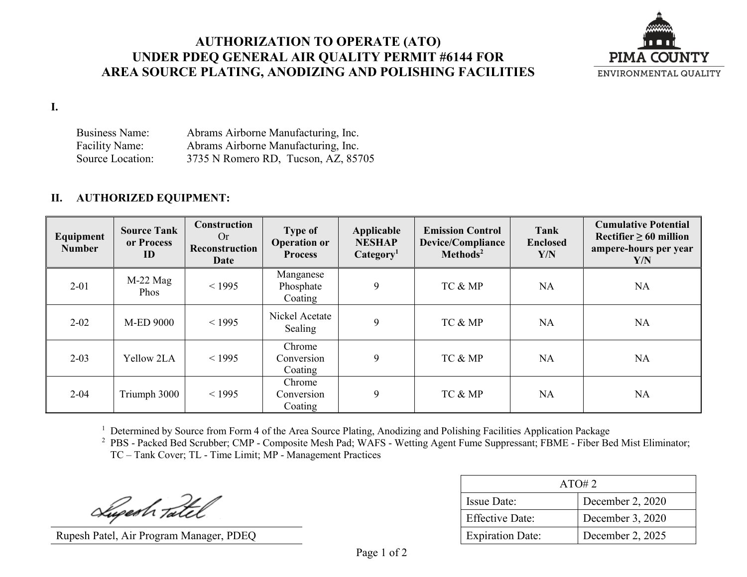# AUTHORIZATION TO OPERATE (ATO) UNDER PDEQ GENERAL AIR QUALITY PERMIT #6144 FOR AREA SOURCE PLATING, ANODIZING AND POLISHING FACILITIES

PIMA COUNTY
ENVIRONMENTAL QUALITY

## I.

Business Name: Abrams Airborne Manufacturing, Inc.
Facility Name: Abrams Airborne Manufacturing, Inc.
Source Location: 3735 N Romero RD, Tucson, AZ, 85705

## II. AUTHORIZED EQUIPMENT:

| Equipment Number | Source Tank or Process ID | Construction Or Reconstruction Date | Type of Operation or Process | Applicable NESHAP Category[1] | Emission Control Device/Compliance Methods[2] | Tank Enclosed Y/N | Cumulative Potential Rectifier ≥ 60 million ampere-hours per year Y/N |
|---|---|---|---|---|---|---|---|
| 2-01 | M-22 Mag Phos | < 1995 | Manganese Phosphate Coating | 9 | TC & MP | NA | NA |
| 2-02 | M-ED 9000 | < 1995 | Nickel Acetate Sealing | 9 | TC & MP | NA | NA |
| 2-03 | Yellow 2LA | < 1995 | Chrome Conversion Coating | 9 | TC & MP | NA | NA |
| 2-04 | Triumph 3000 | < 1995 | Chrome Conversion Coating | 9 | TC & MP | NA | NA |

[1] Determined by Source from Form 4 of the Area Source Plating, Anodizing and Polishing Facilities Application Package
[2] PBS - Packed Bed Scrubber; CMP - Composite Mesh Pad; WAFS - Wetting Agent Fume Suppressant; FBME - Fiber Bed Mist Eliminator; TC – Tank Cover; TL - Time Limit; MP - Management Practices

Rupesh Patel, Air Program Manager, PDEQ

| ATO# 2 | |
|---|---|
| Issue Date: | December 2, 2020 |
| Effective Date: | December 3, 2020 |
| Expiration Date: | December 2, 2025 |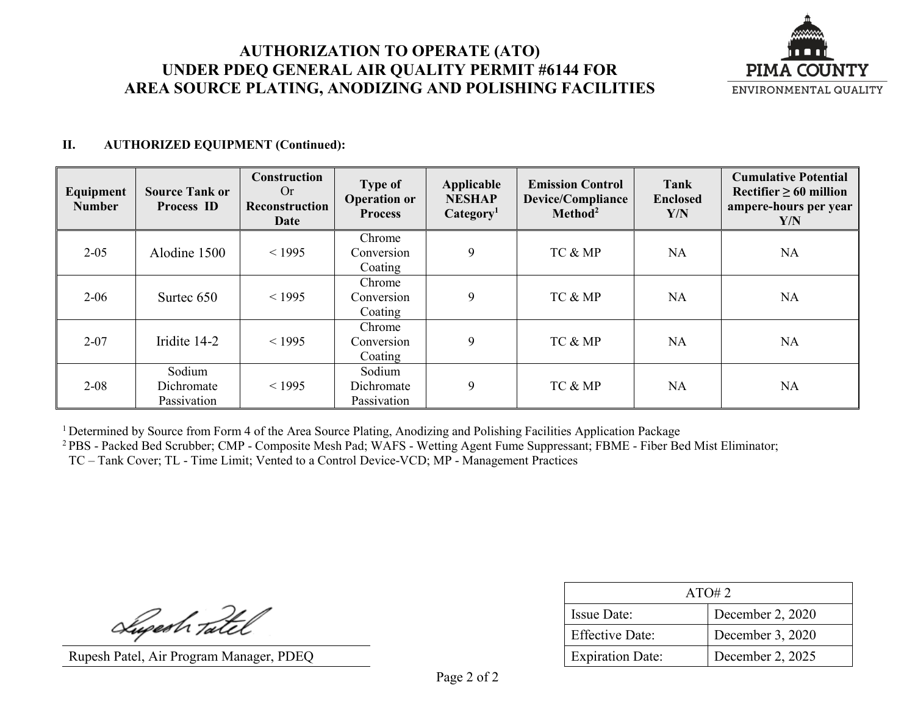# AUTHORIZATION TO OPERATE (ATO) UNDER PDEQ GENERAL AIR QUALITY PERMIT #6144 FOR AREA SOURCE PLATING, ANODIZING AND POLISHING FACILITIES

PIMA COUNTY
ENVIRONMENTAL QUALITY

**II. AUTHORIZED EQUIPMENT (Continued):**

| Equipment Number | Source Tank or Process ID | Construction Or Reconstruction Date | Type of Operation or Process | Applicable NESHAP Category[1] | Emission Control Device/Compliance Method[2] | Tank Enclosed Y/N | Cumulative Potential Rectifier ≥ 60 million ampere-hours per year Y/N |
|---|---|---|---|---|---|---|---|
| 2-05 | Alodine 1500 | < 1995 | Chrome Conversion Coating | 9 | TC & MP | NA | NA |
| 2-06 | Surtec 650 | < 1995 | Chrome Conversion Coating | 9 | TC & MP | NA | NA |
| 2-07 | Iridite 14-2 | < 1995 | Chrome Conversion Coating | 9 | TC & MP | NA | NA |
| 2-08 | Sodium Dichromate Passivation | < 1995 | Sodium Dichromate Passivation | 9 | TC & MP | NA | NA |

[1] Determined by Source from Form 4 of the Area Source Plating, Anodizing and Polishing Facilities Application Package

[2] PBS - Packed Bed Scrubber; CMP - Composite Mesh Pad; WAFS - Wetting Agent Fume Suppressant; FBME - Fiber Bed Mist Eliminator; TC – Tank Cover; TL - Time Limit; Vented to a Control Device-VCD; MP - Management Practices

Rupesh Patel, Air Program Manager, PDEQ

| ATO# 2 | |
|---|---|
| Issue Date: | December 2, 2020 |
| Effective Date: | December 3, 2020 |
| Expiration Date: | December 2, 2025 |